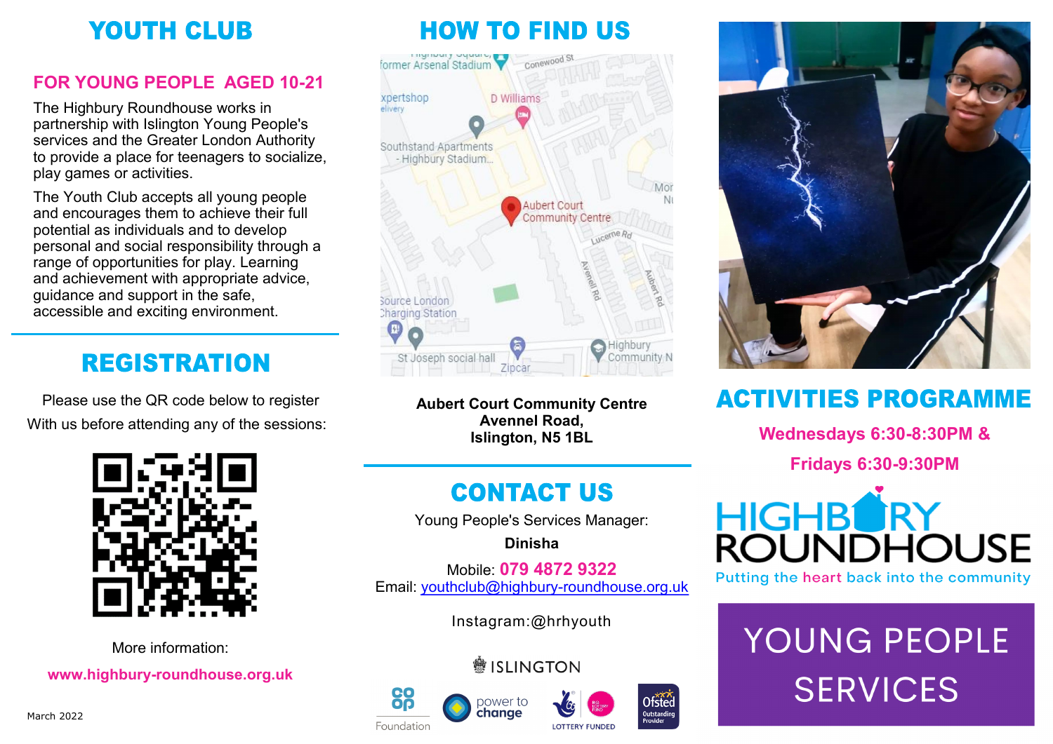# YOUTH CLUB

## FOR YOUNG PEOPLE AGED 10-21

The Highbury Roundhouse works in partnership with Islington Young People's services and the Greater London Authority to provide a place for teenagers to socialize, play games or activities.

The Youth Club accepts all young people and encourages them to achieve their full potential as individuals and to develop personal and social responsibility through a range of opportunities for play. Learning and achievement with appropriate advice, guidance and support in the safe, accessible and exciting environment.

# REGISTRATION

Please use the QR code below to register
With us before attending any of the sessions:

More information:

**www.highbury-roundhouse.org.uk**

March 2022

# HOW TO FIND US

**Aubert Court Community Centre**
**Avennel Road,**
**Islington, N5 1BL**

# CONTACT US

Young People's Services Manager:

**Dinisha**

Mobile: **079 4872 9322**
Email: youthclub@highbury-roundhouse.org.uk

Instagram:@hrhyouth

ISLINGTON

Co op Foundation | power to change | LOTTERY FUNDED | Ofsted Outstanding Provider

# ACTIVITIES PROGRAMME

**Wednesdays 6:30-8:30PM &**

**Fridays 6:30-9:30PM**

HIGHBURY ROUNDHOUSE
Putting the heart back into the community

# YOUNG PEOPLE SERVICES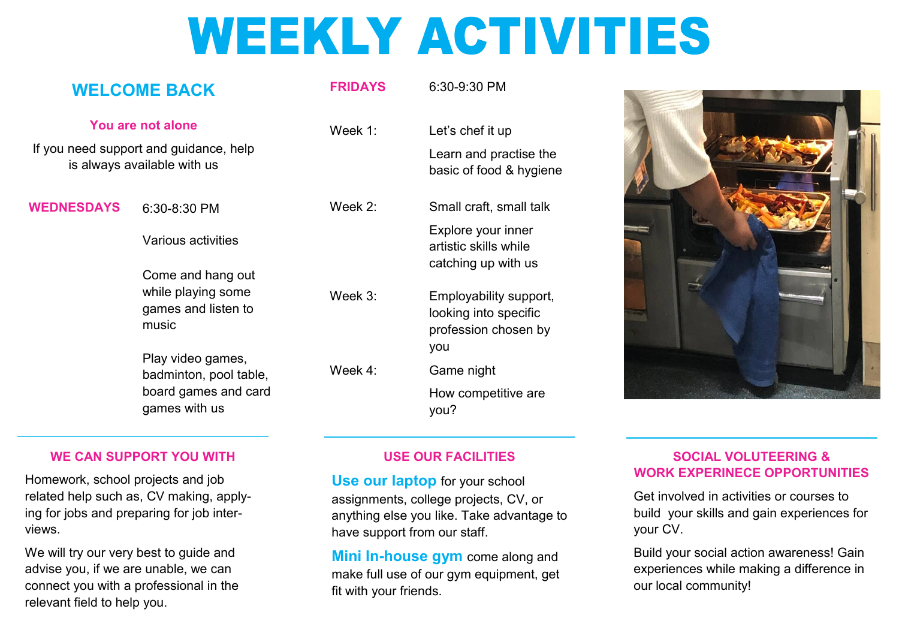# WEEKLY ACTIVITIES

## WELCOME BACK

**You are not alone**

If you need support and guidance, help is always available with us

**WEDNESDAYS** 6:30-8:30 PM

Various activities

Come and hang out while playing some games and listen to music

Play video games, badminton, pool table, board games and card games with us

**FRIDAYS** 6:30-9:30 PM

Week 1: Let's chef it up

Learn and practise the basic of food & hygiene

Week 2: Small craft, small talk

Explore your inner artistic skills while catching up with us

Week 3: Employability support, looking into specific profession chosen by you

Week 4: Game night

How competitive are you?

### WE CAN SUPPORT YOU WITH

Homework, school projects and job related help such as, CV making, applying for jobs and preparing for job interviews.

We will try our very best to guide and advise you, if we are unable, we can connect you with a professional in the relevant field to help you.

### USE OUR FACILITIES

**Use our laptop** for your school assignments, college projects, CV, or anything else you like. Take advantage to have support from our staff.

**Mini In-house gym** come along and make full use of our gym equipment, get fit with your friends.

### SOCIAL VOLUTEERING & WORK EXPERINECE OPPORTUNITIES

Get involved in activities or courses to build your skills and gain experiences for your CV.

Build your social action awareness! Gain experiences while making a difference in our local community!